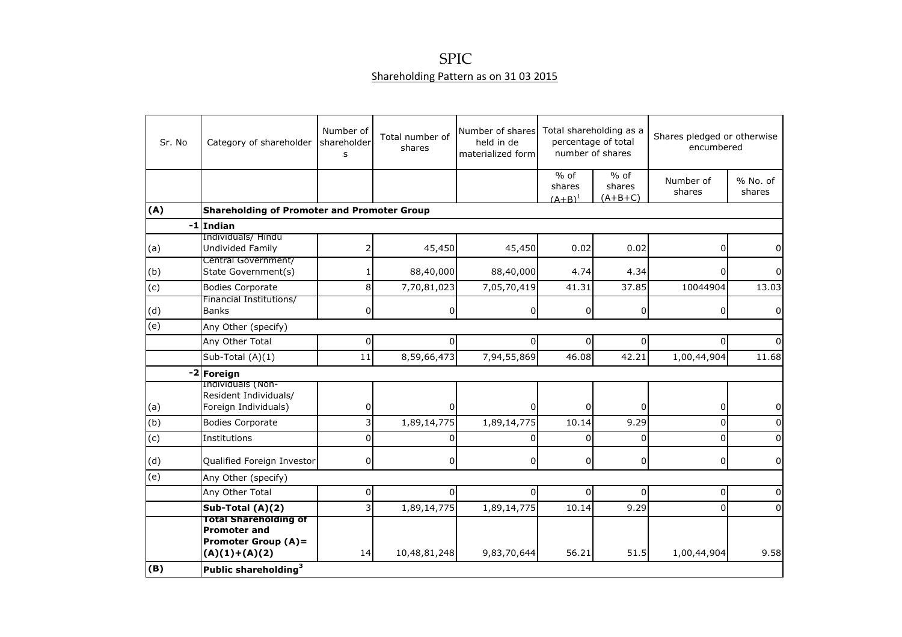# SPIC

## Shareholding Pattern as on 31 03 2015

| Sr. No | Category of shareholder | Number of shareholders | Total number of shares | Number of shares held in de materialized form | Total shareholding as a percentage of total number of shares | | Shares pledged or otherwise encumbered | |
|---|---|---|---|---|---|---|---|---|
| | | | | | % of shares (A+B)[1] | % of shares (A+B+C) | Number of shares | % No. of shares |
| **(A)** | **Shareholding of Promoter and Promoter Group** | | | | | | | |
| -1 | **Indian** | | | | | | | |
| (a) | Individuals/ Hindu Undivided Family | 2 | 45,450 | 45,450 | 0.02 | 0.02 | 0 | 0 |
| (b) | Central Government/ State Government(s) | 1 | 88,40,000 | 88,40,000 | 4.74 | 4.34 | 0 | 0 |
| (c) | Bodies Corporate | 8 | 7,70,81,023 | 7,05,70,419 | 41.31 | 37.85 | 10044904 | 13.03 |
| (d) | Financial Institutions/ Banks | 0 | 0 | 0 | 0 | 0 | 0 | 0 |
| (e) | Any Other (specify) | | | | | | | |
| | Any Other Total | 0 | 0 | 0 | 0 | 0 | 0 | 0 |
| | Sub-Total (A)(1) | 11 | 8,59,66,473 | 7,94,55,869 | 46.08 | 42.21 | 1,00,44,904 | 11.68 |
| -2 | **Foreign** | | | | | | | |
| (a) | Individuals (Non-Resident Individuals/ Foreign Individuals) | 0 | 0 | 0 | 0 | 0 | 0 | 0 |
| (b) | Bodies Corporate | 3 | 1,89,14,775 | 1,89,14,775 | 10.14 | 9.29 | 0 | 0 |
| (c) | Institutions | 0 | 0 | 0 | 0 | 0 | 0 | 0 |
| (d) | Qualified Foreign Investor | 0 | 0 | 0 | 0 | 0 | 0 | 0 |
| (e) | Any Other (specify) | | | | | | | |
| | Any Other Total | 0 | 0 | 0 | 0 | 0 | 0 | 0 |
| | **Sub-Total (A)(2)** | 3 | 1,89,14,775 | 1,89,14,775 | 10.14 | 9.29 | 0 | 0 |
| | **Total Shareholding of Promoter and Promoter Group (A)= (A)(1)+(A)(2)** | 14 | 10,48,81,248 | 9,83,70,644 | 56.21 | 51.5 | 1,00,44,904 | 9.58 |
| **(B)** | **Public shareholding[3]** | | | | | | | |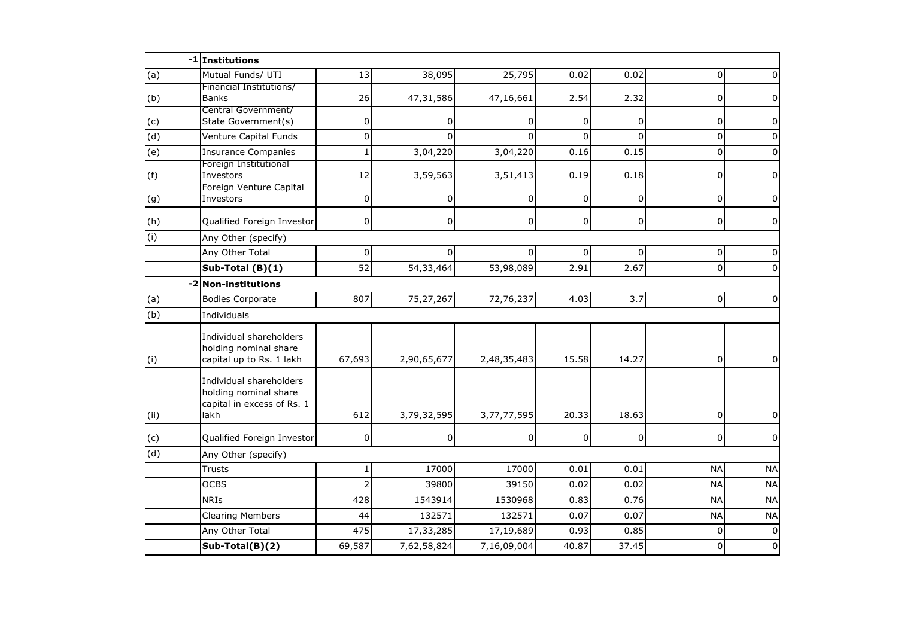| | | | | | | | | |
|---|---|---|---|---|---|---|---|---|
| -1 | **Institutions** | | | | | | | |
| (a) | Mutual Funds/ UTI | 13 | 38,095 | 25,795 | 0.02 | 0.02 | 0 | 0 |
| (b) | Financial Institutions/ Banks | 26 | 47,31,586 | 47,16,661 | 2.54 | 2.32 | 0 | 0 |
| (c) | Central Government/ State Government(s) | 0 | 0 | 0 | 0 | 0 | 0 | 0 |
| (d) | Venture Capital Funds | 0 | 0 | 0 | 0 | 0 | 0 | 0 |
| (e) | Insurance Companies | 1 | 3,04,220 | 3,04,220 | 0.16 | 0.15 | 0 | 0 |
| (f) | Foreign Institutional Investors | 12 | 3,59,563 | 3,51,413 | 0.19 | 0.18 | 0 | 0 |
| (g) | Foreign Venture Capital Investors | 0 | 0 | 0 | 0 | 0 | 0 | 0 |
| (h) | Qualified Foreign Investor | 0 | 0 | 0 | 0 | 0 | 0 | 0 |
| (i) | Any Other (specify) | | | | | | | |
| | Any Other Total | 0 | 0 | 0 | 0 | 0 | 0 | 0 |
| | **Sub-Total (B)(1)** | 52 | 54,33,464 | 53,98,089 | 2.91 | 2.67 | 0 | 0 |
| -2 | **Non-institutions** | | | | | | | |
| (a) | Bodies Corporate | 807 | 75,27,267 | 72,76,237 | 4.03 | 3.7 | 0 | 0 |
| (b) | Individuals | | | | | | | |
| (i) | Individual shareholders holding nominal share capital up to Rs. 1 lakh | 67,693 | 2,90,65,677 | 2,48,35,483 | 15.58 | 14.27 | 0 | 0 |
| (ii) | Individual shareholders holding nominal share capital in excess of Rs. 1 lakh | 612 | 3,79,32,595 | 3,77,77,595 | 20.33 | 18.63 | 0 | 0 |
| (c) | Qualified Foreign Investor | 0 | 0 | 0 | 0 | 0 | 0 | 0 |
| (d) | Any Other (specify) | | | | | | | |
| | Trusts | 1 | 17000 | 17000 | 0.01 | 0.01 | NA | NA |
| | OCBS | 2 | 39800 | 39150 | 0.02 | 0.02 | NA | NA |
| | NRIs | 428 | 1543914 | 1530968 | 0.83 | 0.76 | NA | NA |
| | Clearing Members | 44 | 132571 | 132571 | 0.07 | 0.07 | NA | NA |
| | Any Other Total | 475 | 17,33,285 | 17,19,689 | 0.93 | 0.85 | 0 | 0 |
| | **Sub-Total(B)(2)** | 69,587 | 7,62,58,824 | 7,16,09,004 | 40.87 | 37.45 | 0 | 0 |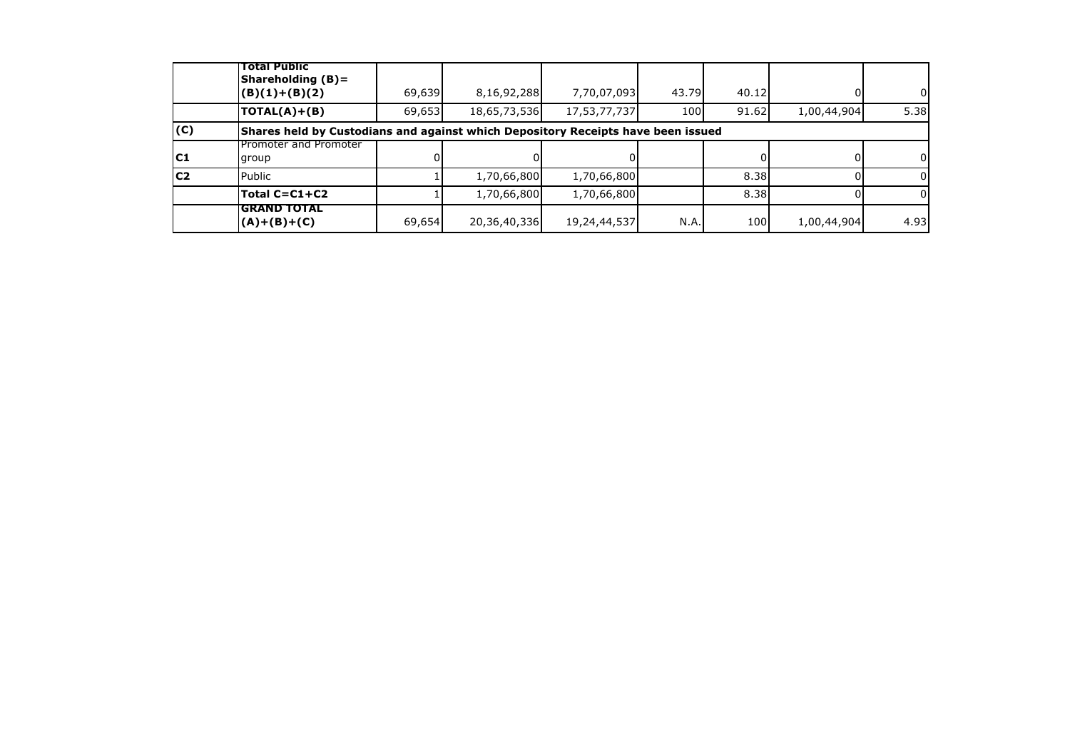| | | | | | | | | |
|---|---|---|---|---|---|---|---|---|
| | **Total Public Shareholding (B)= (B)(1)+(B)(2)** | 69,639 | 8,16,92,288 | 7,70,07,093 | 43.79 | 40.12 | 0 | 0 |
| | **TOTAL(A)+(B)** | 69,653 | 18,65,73,536 | 17,53,77,737 | 100 | 91.62 | 1,00,44,904 | 5.38 |
| **(C)** | **Shares held by Custodians and against which Depository Receipts have been issued** | | | | | | | |
| **C1** | Promoter and Promoter group | 0 | 0 | 0 | | 0 | 0 | 0 |
| **C2** | Public | 1 | 1,70,66,800 | 1,70,66,800 | | 8.38 | 0 | 0 |
| | **Total C=C1+C2** | 1 | 1,70,66,800 | 1,70,66,800 | | 8.38 | 0 | 0 |
| | **GRAND TOTAL (A)+(B)+(C)** | 69,654 | 20,36,40,336 | 19,24,44,537 | N.A. | 100 | 1,00,44,904 | 4.93 |